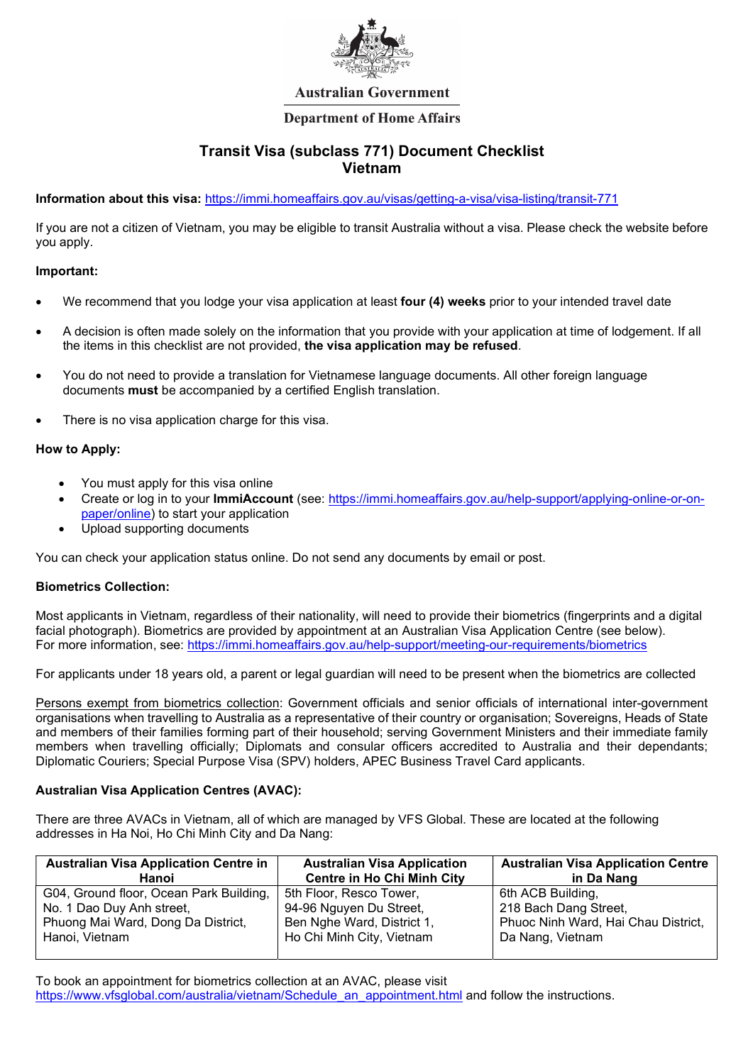Australian Government

Department of Home Affairs

# Transit Visa (subclass 771) Document Checklist
# Vietnam

**Information about this visa:** https://immi.homeaffairs.gov.au/visas/getting-a-visa/visa-listing/transit-771

If you are not a citizen of Vietnam, you may be eligible to transit Australia without a visa. Please check the website before you apply.

**Important:**

- We recommend that you lodge your visa application at least **four (4) weeks** prior to your intended travel date
- A decision is often made solely on the information that you provide with your application at time of lodgement. If all the items in this checklist are not provided, **the visa application may be refused**.
- You do not need to provide a translation for Vietnamese language documents. All other foreign language documents **must** be accompanied by a certified English translation.
- There is no visa application charge for this visa.

**How to Apply:**

- You must apply for this visa online
- Create or log in to your **ImmiAccount** (see: https://immi.homeaffairs.gov.au/help-support/applying-online-or-on-paper/online) to start your application
- Upload supporting documents

You can check your application status online. Do not send any documents by email or post.

**Biometrics Collection:**

Most applicants in Vietnam, regardless of their nationality, will need to provide their biometrics (fingerprints and a digital facial photograph). Biometrics are provided by appointment at an Australian Visa Application Centre (see below).
For more information, see: https://immi.homeaffairs.gov.au/help-support/meeting-our-requirements/biometrics

For applicants under 18 years old, a parent or legal guardian will need to be present when the biometrics are collected

Persons exempt from biometrics collection: Government officials and senior officials of international inter-government organisations when travelling to Australia as a representative of their country or organisation; Sovereigns, Heads of State and members of their families forming part of their household; serving Government Ministers and their immediate family members when travelling officially; Diplomats and consular officers accredited to Australia and their dependants; Diplomatic Couriers; Special Purpose Visa (SPV) holders, APEC Business Travel Card applicants.

**Australian Visa Application Centres (AVAC):**

There are three AVACs in Vietnam, all of which are managed by VFS Global. These are located at the following addresses in Ha Noi, Ho Chi Minh City and Da Nang:

| Australian Visa Application Centre in Hanoi | Australian Visa Application Centre in Ho Chi Minh City | Australian Visa Application Centre in Da Nang |
|---|---|---|
| G04, Ground floor, Ocean Park Building, No. 1 Dao Duy Anh street, Phuong Mai Ward, Dong Da District, Hanoi, Vietnam | 5th Floor, Resco Tower, 94-96 Nguyen Du Street, Ben Nghe Ward, District 1, Ho Chi Minh City, Vietnam | 6th ACB Building, 218 Bach Dang Street, Phuoc Ninh Ward, Hai Chau District, Da Nang, Vietnam |

To book an appointment for biometrics collection at an AVAC, please visit https://www.vfsglobal.com/australia/vietnam/Schedule_an_appointment.html and follow the instructions.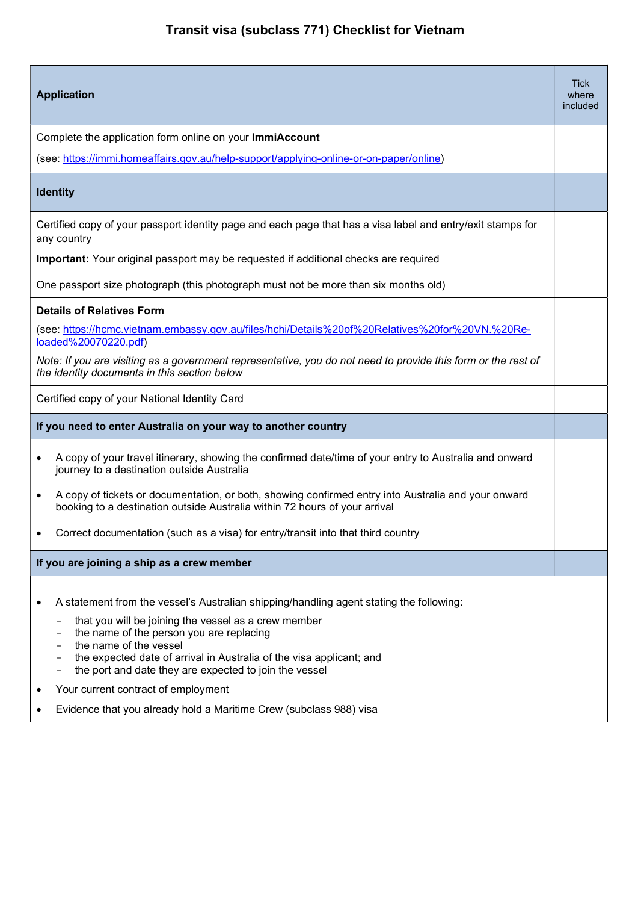# Transit visa (subclass 771) Checklist for Vietnam

| Application | Tick where included |
|---|---|
| Complete the application form online on your **ImmiAccount**<br>(see: [https://immi.homeaffairs.gov.au/help-support/applying-online-or-on-paper/online](https://immi.homeaffairs.gov.au/help-support/applying-online-or-on-paper/online)) | |
| **Identity** | |
| Certified copy of your passport identity page and each page that has a visa label and entry/exit stamps for any country<br>**Important:** Your original passport may be requested if additional checks are required | |
| One passport size photograph (this photograph must not be more than six months old) | |
| **Details of Relatives Form**<br>(see: [https://hcmc.vietnam.embassy.gov.au/files/hchi/Details%20of%20Relatives%20for%20VN.%20Re-loaded%20070220.pdf](https://hcmc.vietnam.embassy.gov.au/files/hchi/Details%20of%20Relatives%20for%20VN.%20Re-loaded%20070220.pdf))<br>*Note: If you are visiting as a government representative, you do not need to provide this form or the rest of the identity documents in this section below* | |
| Certified copy of your National Identity Card | |
| **If you need to enter Australia on your way to another country** | |
| • A copy of your travel itinerary, showing the confirmed date/time of your entry to Australia and onward journey to a destination outside Australia<br>• A copy of tickets or documentation, or both, showing confirmed entry into Australia and your onward booking to a destination outside Australia within 72 hours of your arrival<br>• Correct documentation (such as a visa) for entry/transit into that third country | |
| **If you are joining a ship as a crew member** | |
| • A statement from the vessel's Australian shipping/handling agent stating the following:<br>&nbsp;&nbsp;– that you will be joining the vessel as a crew member<br>&nbsp;&nbsp;– the name of the person you are replacing<br>&nbsp;&nbsp;– the name of the vessel<br>&nbsp;&nbsp;– the expected date of arrival in Australia of the visa applicant; and<br>&nbsp;&nbsp;– the port and date they are expected to join the vessel<br>• Your current contract of employment<br>• Evidence that you already hold a Maritime Crew (subclass 988) visa | |